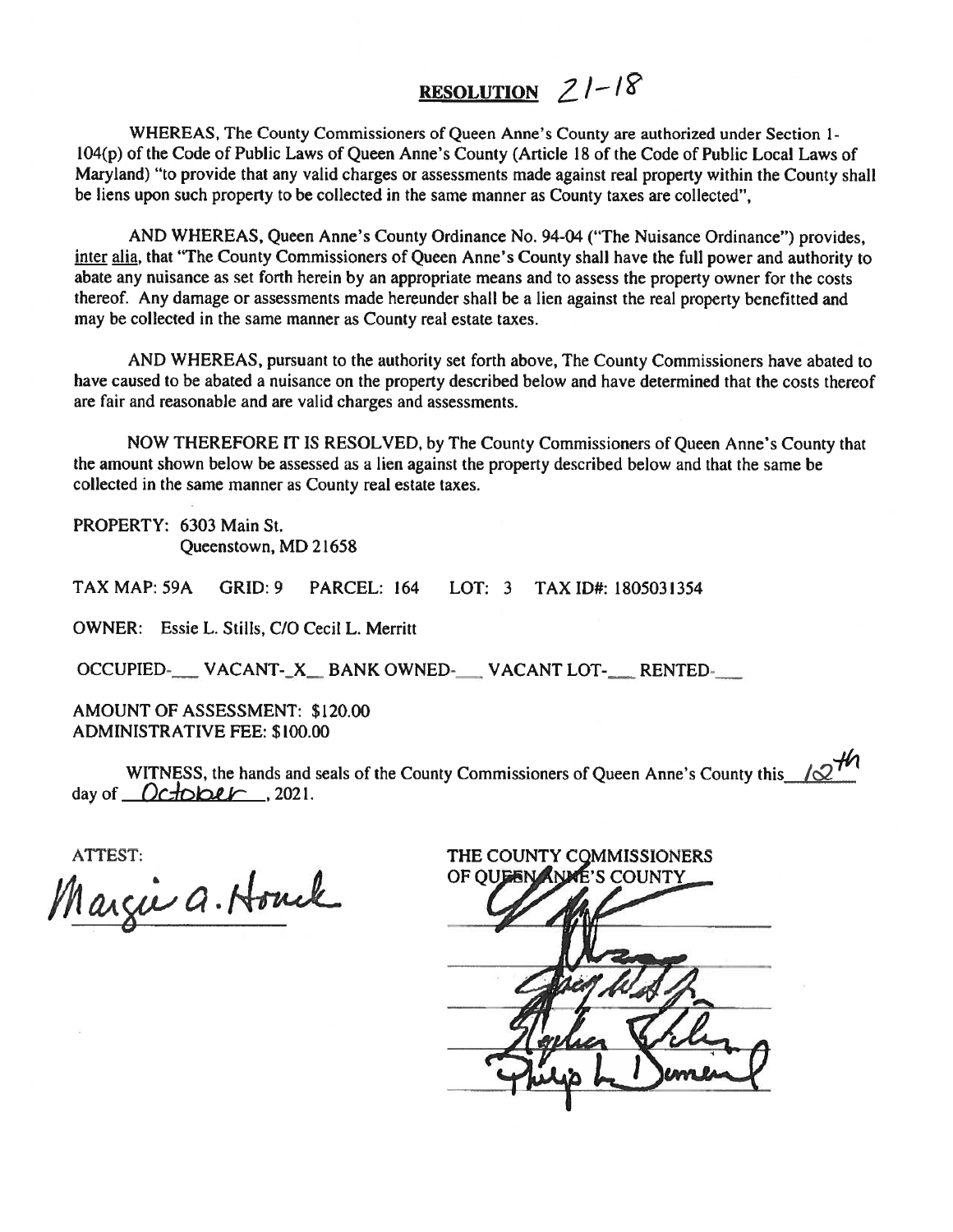# **RESOLUTION** 21-18

WHEREAS, The County Commissioners of Queen Anne's County are authorized under Section 1-104(p) of the Code of Public Laws of Queen Anne's County (Article 18 of the Code of Public Local Laws of Maryland) "to provide that any valid charges or assessments made against real property within the County shall be liens upon such property to be collected in the same manner as County taxes are collected",

AND WHEREAS, Queen Anne's County Ordinance No. 94-04 ("The Nuisance Ordinance") provides, inter alia, that "The County Commissioners of Queen Anne's County shall have the full power and authority to abate any nuisance as set forth herein by an appropriate means and to assess the property owner for the costs thereof. Any damage or assessments made hereunder shall be a lien against the real property benefitted and may be collected in the same manner as County real estate taxes.

AND WHEREAS, pursuant to the authority set forth above, The County Commissioners have abated to have caused to be abated a nuisance on the property described below and have determined that the costs thereof are fair and reasonable and are valid charges and assessments.

NOW THEREFORE IT IS RESOLVED, by The County Commissioners of Queen Anne's County that the amount shown below be assessed as a lien against the property described below and that the same be collected in the same manner as County real estate taxes.

PROPERTY: 6303 Main St.
Queenstown, MD 21658

TAX MAP: 59A GRID: 9 PARCEL: 164 LOT: 3 TAX ID#: 1805031354

OWNER: Essie L. Stills, C/O Cecil L. Merritt

OCCUPIED-\_\_\_ VACANT-\_X\_ BANK OWNED-\_\_\_ VACANT LOT-\_\_\_ RENTED-\_\_\_

AMOUNT OF ASSESSMENT: $120.00
ADMINISTRATIVE FEE: $100.00

WITNESS, the hands and seals of the County Commissioners of Queen Anne's County this 12th day of October, 2021.

ATTEST:

Margie A. Houck

THE COUNTY COMMISSIONERS
OF QUEEN ANNE'S COUNTY

[Signatures]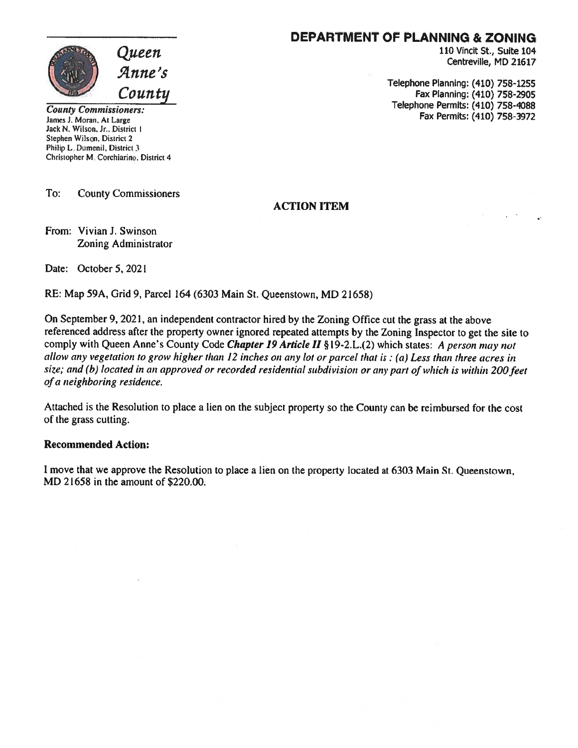**Queen Anne's County**

***County Commissioners:***
James J. Moran, At Large
Jack N. Wilson, Jr., District 1
Stephen Wilson, District 2
Philip L. Dumenil, District 3
Christopher M. Corchiarino, District 4

# DEPARTMENT OF PLANNING & ZONING

110 Vincit St., Suite 104
Centreville, MD 21617

Telephone Planning: (410) 758-1255
Fax Planning: (410) 758-2905
Telephone Permits: (410) 758-4088
Fax Permits: (410) 758-3972

To: County Commissioners

## ACTION ITEM

From: Vivian J. Swinson
Zoning Administrator

Date: October 5, 2021

RE: Map 59A, Grid 9, Parcel 164 (6303 Main St. Queenstown, MD 21658)

On September 9, 2021, an independent contractor hired by the Zoning Office cut the grass at the above referenced address after the property owner ignored repeated attempts by the Zoning Inspector to get the site to comply with Queen Anne's County Code ***Chapter 19 Article II*** §19-2.L.(2) which states: *A person may not allow any vegetation to grow higher than 12 inches on any lot or parcel that is : (a) Less than three acres in size; and (b) located in an approved or recorded residential subdivision or any part of which is within 200 feet of a neighboring residence.*

Attached is the Resolution to place a lien on the subject property so the County can be reimbursed for the cost of the grass cutting.

**Recommended Action:**

I move that we approve the Resolution to place a lien on the property located at 6303 Main St. Queenstown, MD 21658 in the amount of $220.00.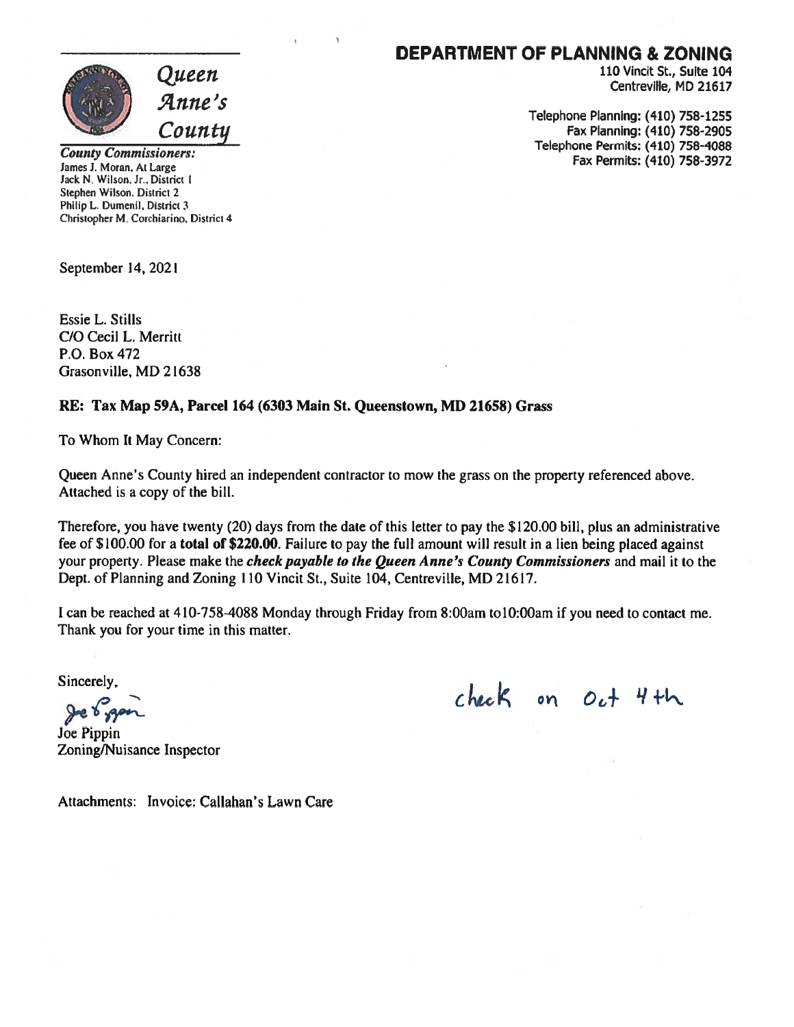**DEPARTMENT OF PLANNING & ZONING**
110 Vincit St., Suite 104
Centreville, MD 21617

Telephone Planning: (410) 758-1255
Fax Planning: (410) 758-2905
Telephone Permits: (410) 758-4088
Fax Permits: (410) 758-3972

*Queen Anne's County*

*County Commissioners:*
James J. Moran, At Large
Jack N. Wilson, Jr., District 1
Stephen Wilson, District 2
Philip L. Dumenil, District 3
Christopher M. Corchiarino, District 4

September 14, 2021

Essie L. Stills
C/O Cecil L. Merritt
P.O. Box 472
Grasonville, MD 21638

**RE: Tax Map 59A, Parcel 164 (6303 Main St. Queenstown, MD 21658) Grass**

To Whom It May Concern:

Queen Anne's County hired an independent contractor to mow the grass on the property referenced above. Attached is a copy of the bill.

Therefore, you have twenty (20) days from the date of this letter to pay the $120.00 bill, plus an administrative fee of $100.00 for a **total of $220.00**. Failure to pay the full amount will result in a lien being placed against your property. Please make the ***check payable to the Queen Anne's County Commissioners*** and mail it to the Dept. of Planning and Zoning 110 Vincit St., Suite 104, Centreville, MD 21617.

I can be reached at 410-758-4088 Monday through Friday from 8:00am to10:00am if you need to contact me. Thank you for your time in this matter.

Sincerely,

Joe Pippin
Zoning/Nuisance Inspector

check on Oct 4th

Attachments: Invoice: Callahan's Lawn Care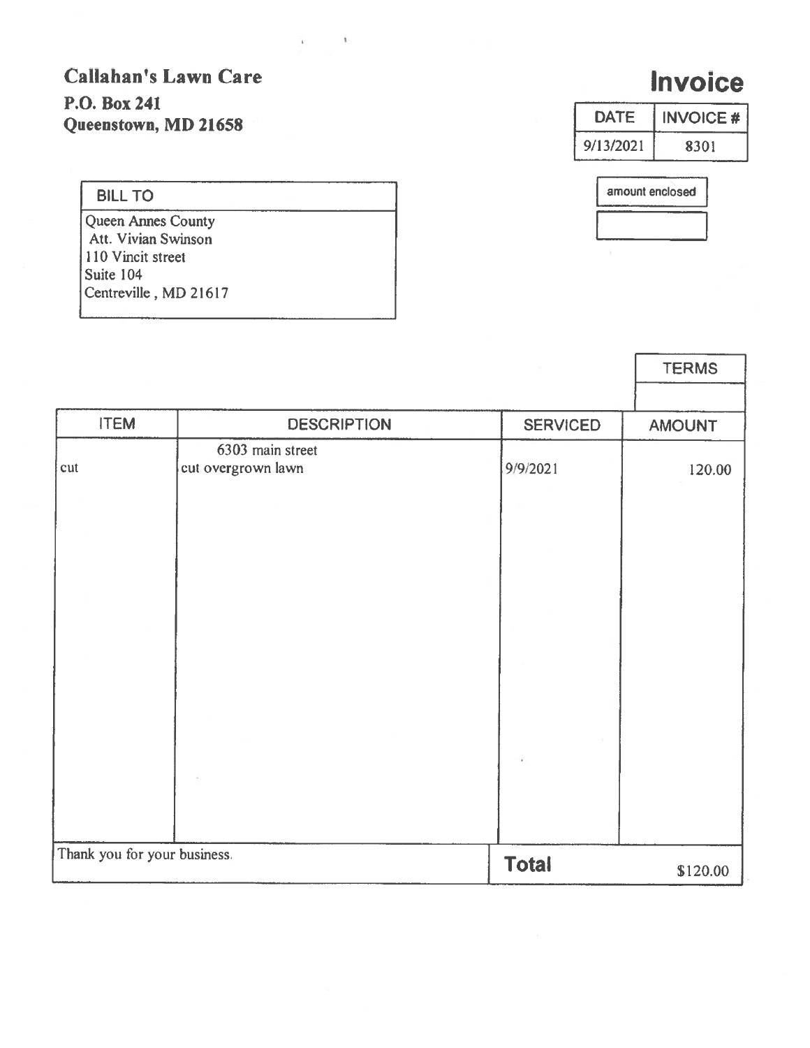**Callahan's Lawn Care**
**P.O. Box 241**
**Queenstown, MD 21658**

# Invoice

| DATE | INVOICE # |
|---|---|
| 9/13/2021 | 8301 |

| amount enclosed |
|---|
| |

| BILL TO |
|---|
| Queen Annes County<br>Att. Vivian Swinson<br>110 Vincit street<br>Suite 104<br>Centreville , MD 21617 |

| TERMS |
|---|
| |

| ITEM | DESCRIPTION | SERVICED | AMOUNT |
|---|---|---|---|
| | 6303 main street | | |
| cut | cut overgrown lawn | 9/9/2021 | 120.00 |
| Thank you for your business. | | **Total** | $120.00 |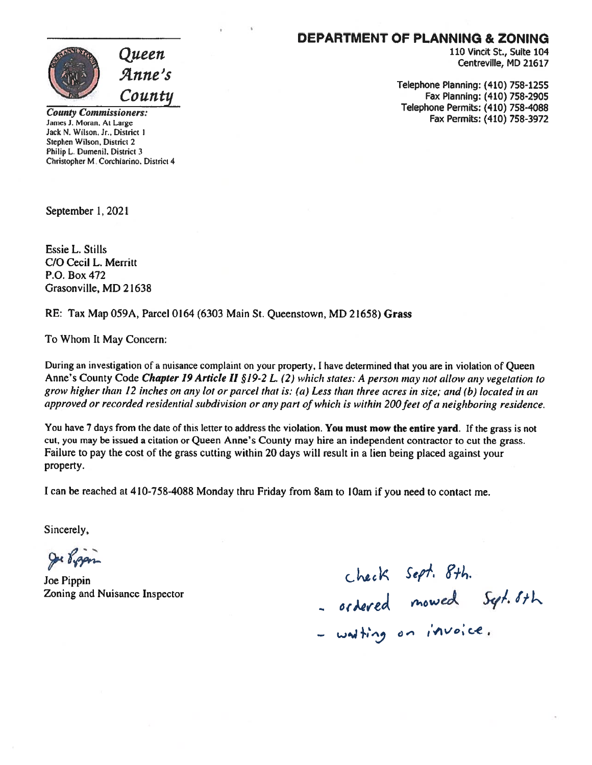Queen Anne's County

**County Commissioners:**
James J. Moran, At Large
Jack N. Wilson, Jr., District 1
Stephen Wilson, District 2
Philip L. Dumenil, District 3
Christopher M. Corchiarino, District 4

## DEPARTMENT OF PLANNING & ZONING

110 Vincit St., Suite 104
Centreville, MD 21617

Telephone Planning: (410) 758-1255
Fax Planning: (410) 758-2905
Telephone Permits: (410) 758-4088
Fax Permits: (410) 758-3972

September 1, 2021

Essie L. Stills
C/O Cecil L. Merritt
P.O. Box 472
Grasonville, MD 21638

RE: Tax Map 059A, Parcel 0164 (6303 Main St. Queenstown, MD 21658) **Grass**

To Whom It May Concern:

During an investigation of a nuisance complaint on your property, I have determined that you are in violation of Queen Anne's County Code ***Chapter 19 Article II** §19-2 L. (2) which states: A person may not allow any vegetation to grow higher than 12 inches on any lot or parcel that is: (a) Less than three acres in size; and (b) located in an approved or recorded residential subdivision or any part of which is within 200 feet of a neighboring residence.*

You have 7 days from the date of this letter to address the violation. **You must mow the entire yard**. If the grass is not cut, you may be issued a citation or Queen Anne's County may hire an independent contractor to cut the grass. Failure to pay the cost of the grass cutting within 20 days will result in a lien being placed against your property.

I can be reached at 410-758-4088 Monday thru Friday from 8am to 10am if you need to contact me.

Sincerely,

Joe Pippin
Zoning and Nuisance Inspector

check Sept. 8th.
- ordered mowed Sept. 8th
- waiting on invoice.